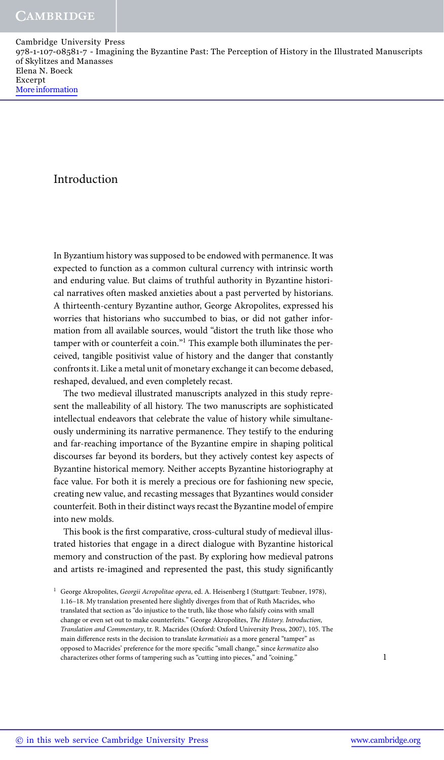# Introduction

In Byzantium history was supposed to be endowed with permanence. It was expected to function as a common cultural currency with intrinsic worth and enduring value. But claims of truthful authority in Byzantine historical narratives often masked anxieties about a past perverted by historians. A thirteenth-century Byzantine author, George Akropolites, expressed his worries that historians who succumbed to bias, or did not gather information from all available sources, would "distort the truth like those who tamper with or counterfeit a coin."[1] This example both illuminates the perceived, tangible positivist value of history and the danger that constantly confronts it. Like a metal unit of monetary exchange it can become debased, reshaped, devalued, and even completely recast.

The two medieval illustrated manuscripts analyzed in this study represent the malleability of all history. The two manuscripts are sophisticated intellectual endeavors that celebrate the value of history while simultaneously undermining its narrative permanence. They testify to the enduring and far-reaching importance of the Byzantine empire in shaping political discourses far beyond its borders, but they actively contest key aspects of Byzantine historical memory. Neither accepts Byzantine historiography at face value. For both it is merely a precious ore for fashioning new specie, creating new value, and recasting messages that Byzantines would consider counterfeit. Both in their distinct ways recast the Byzantine model of empire into new molds.

This book is the first comparative, cross-cultural study of medieval illustrated histories that engage in a direct dialogue with Byzantine historical memory and construction of the past. By exploring how medieval patrons and artists re-imagined and represented the past, this study significantly

[1] George Akropolites, *Georgii Acropolitae opera*, ed. A. Heisenberg I (Stuttgart: Teubner, 1978), 1.16–18. My translation presented here slightly diverges from that of Ruth Macrides, who translated that section as "do injustice to the truth, like those who falsify coins with small change or even set out to make counterfeits." George Akropolites, *The History. Introduction, Translation and Commentary*, tr. R. Macrides (Oxford: Oxford University Press, 2007), 105. The main difference rests in the decision to translate *kermatiois* as a more general "tamper" as opposed to Macrides' preference for the more specific "small change," since *kermatizo* also characterizes other forms of tampering such as "cutting into pieces," and "coining."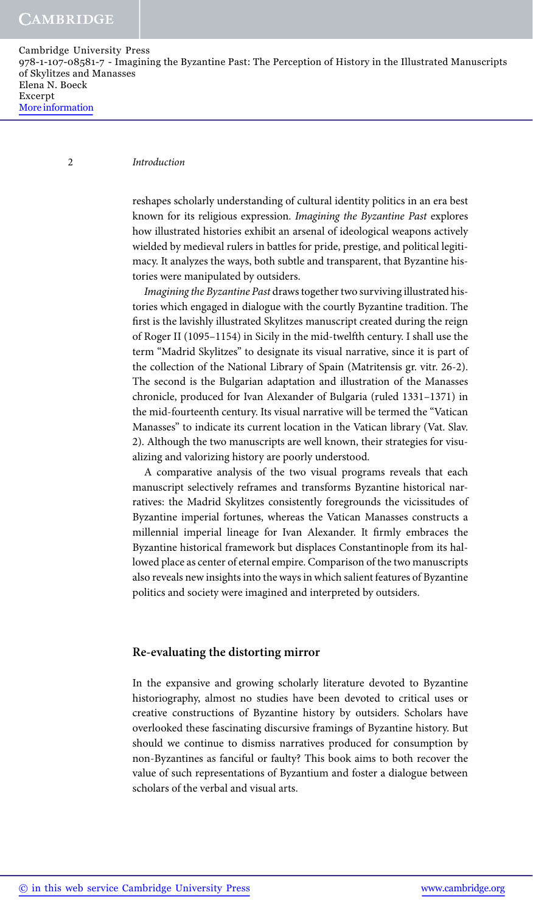reshapes scholarly understanding of cultural identity politics in an era best known for its religious expression. *Imagining the Byzantine Past* explores how illustrated histories exhibit an arsenal of ideological weapons actively wielded by medieval rulers in battles for pride, prestige, and political legitimacy. It analyzes the ways, both subtle and transparent, that Byzantine histories were manipulated by outsiders.

*Imagining the Byzantine Past* draws together two surviving illustrated histories which engaged in dialogue with the courtly Byzantine tradition. The first is the lavishly illustrated Skylitzes manuscript created during the reign of Roger II (1095–1154) in Sicily in the mid-twelfth century. I shall use the term "Madrid Skylitzes" to designate its visual narrative, since it is part of the collection of the National Library of Spain (Matritensis gr. vitr. 26-2). The second is the Bulgarian adaptation and illustration of the Manasses chronicle, produced for Ivan Alexander of Bulgaria (ruled 1331–1371) in the mid-fourteenth century. Its visual narrative will be termed the "Vatican Manasses" to indicate its current location in the Vatican library (Vat. Slav. 2). Although the two manuscripts are well known, their strategies for visualizing and valorizing history are poorly understood.

A comparative analysis of the two visual programs reveals that each manuscript selectively reframes and transforms Byzantine historical narratives: the Madrid Skylitzes consistently foregrounds the vicissitudes of Byzantine imperial fortunes, whereas the Vatican Manasses constructs a millennial imperial lineage for Ivan Alexander. It firmly embraces the Byzantine historical framework but displaces Constantinople from its hallowed place as center of eternal empire. Comparison of the two manuscripts also reveals new insights into the ways in which salient features of Byzantine politics and society were imagined and interpreted by outsiders.

## Re-evaluating the distorting mirror

In the expansive and growing scholarly literature devoted to Byzantine historiography, almost no studies have been devoted to critical uses or creative constructions of Byzantine history by outsiders. Scholars have overlooked these fascinating discursive framings of Byzantine history. But should we continue to dismiss narratives produced for consumption by non-Byzantines as fanciful or faulty? This book aims to both recover the value of such representations of Byzantium and foster a dialogue between scholars of the verbal and visual arts.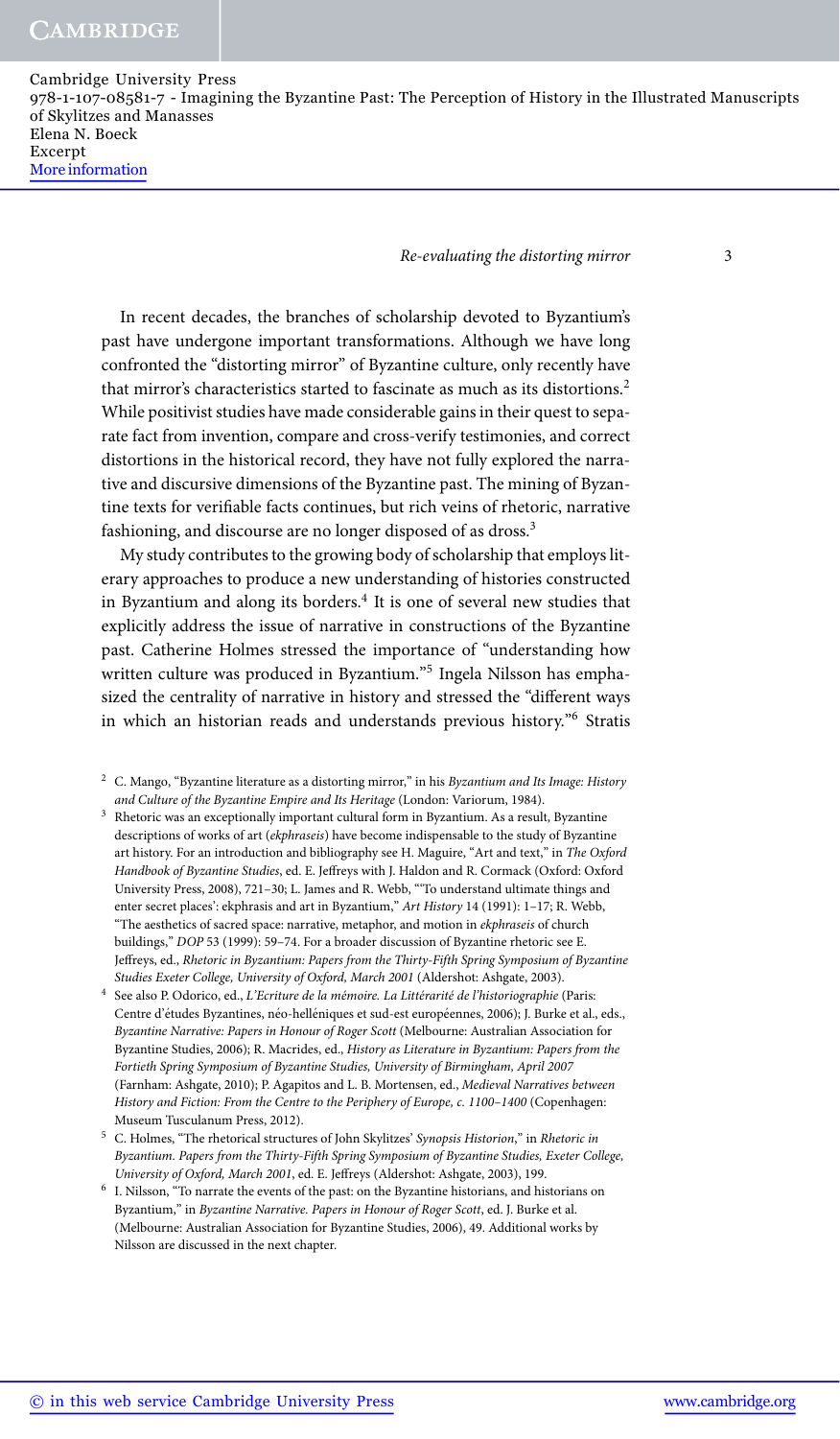In recent decades, the branches of scholarship devoted to Byzantium's past have undergone important transformations. Although we have long confronted the "distorting mirror" of Byzantine culture, only recently have that mirror's characteristics started to fascinate as much as its distortions.[2] While positivist studies have made considerable gains in their quest to separate fact from invention, compare and cross-verify testimonies, and correct distortions in the historical record, they have not fully explored the narrative and discursive dimensions of the Byzantine past. The mining of Byzantine texts for verifiable facts continues, but rich veins of rhetoric, narrative fashioning, and discourse are no longer disposed of as dross.[3]

My study contributes to the growing body of scholarship that employs literary approaches to produce a new understanding of histories constructed in Byzantium and along its borders.[4] It is one of several new studies that explicitly address the issue of narrative in constructions of the Byzantine past. Catherine Holmes stressed the importance of "understanding how written culture was produced in Byzantium."[5] Ingela Nilsson has emphasized the centrality of narrative in history and stressed the "different ways in which an historian reads and understands previous history."[6] Stratis

[2] C. Mango, "Byzantine literature as a distorting mirror," in his *Byzantium and Its Image: History and Culture of the Byzantine Empire and Its Heritage* (London: Variorum, 1984).

[3] Rhetoric was an exceptionally important cultural form in Byzantium. As a result, Byzantine descriptions of works of art (*ekphraseis*) have become indispensable to the study of Byzantine art history. For an introduction and bibliography see H. Maguire, "Art and text," in *The Oxford Handbook of Byzantine Studies*, ed. E. Jeffreys with J. Haldon and R. Cormack (Oxford: Oxford University Press, 2008), 721–30; L. James and R. Webb, "'To understand ultimate things and enter secret places': ekphrasis and art in Byzantium," *Art History* 14 (1991): 1–17; R. Webb, "The aesthetics of sacred space: narrative, metaphor, and motion in *ekphraseis* of church buildings," *DOP* 53 (1999): 59–74. For a broader discussion of Byzantine rhetoric see E. Jeffreys, ed., *Rhetoric in Byzantium: Papers from the Thirty-Fifth Spring Symposium of Byzantine Studies Exeter College, University of Oxford, March 2001* (Aldershot: Ashgate, 2003).

[4] See also P. Odorico, ed., *L'Ecriture de la mémoire. La Littérarité de l'historiographie* (Paris: Centre d'études Byzantines, néo-helléniques et sud-est européennes, 2006); J. Burke et al., eds., *Byzantine Narrative: Papers in Honour of Roger Scott* (Melbourne: Australian Association for Byzantine Studies, 2006); R. Macrides, ed., *History as Literature in Byzantium: Papers from the Fortieth Spring Symposium of Byzantine Studies, University of Birmingham, April 2007* (Farnham: Ashgate, 2010); P. Agapitos and L. B. Mortensen, ed., *Medieval Narratives between History and Fiction: From the Centre to the Periphery of Europe, c. 1100–1400* (Copenhagen: Museum Tusculanum Press, 2012).

[5] C. Holmes, "The rhetorical structures of John Skylitzes' *Synopsis Historion*," in *Rhetoric in Byzantium. Papers from the Thirty-Fifth Spring Symposium of Byzantine Studies, Exeter College, University of Oxford, March 2001*, ed. E. Jeffreys (Aldershot: Ashgate, 2003), 199.

[6] I. Nilsson, "To narrate the events of the past: on the Byzantine historians, and historians on Byzantium," in *Byzantine Narrative. Papers in Honour of Roger Scott*, ed. J. Burke et al. (Melbourne: Australian Association for Byzantine Studies, 2006), 49. Additional works by Nilsson are discussed in the next chapter.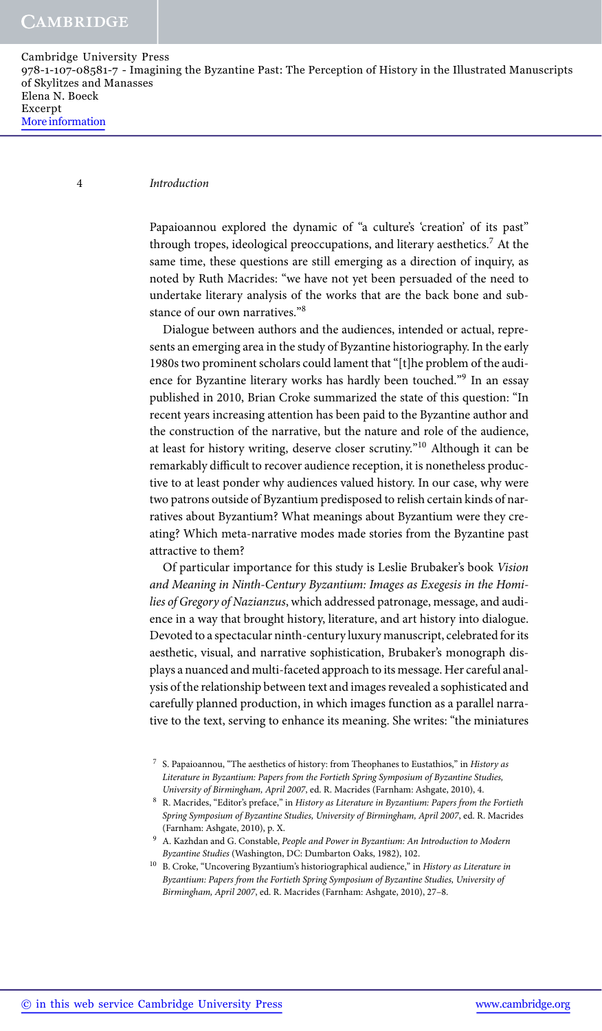Papaioannou explored the dynamic of "a culture's 'creation' of its past" through tropes, ideological preoccupations, and literary aesthetics.[7] At the same time, these questions are still emerging as a direction of inquiry, as noted by Ruth Macrides: "we have not yet been persuaded of the need to undertake literary analysis of the works that are the back bone and substance of our own narratives."[8]

Dialogue between authors and the audiences, intended or actual, represents an emerging area in the study of Byzantine historiography. In the early 1980s two prominent scholars could lament that "[t]he problem of the audience for Byzantine literary works has hardly been touched."[9] In an essay published in 2010, Brian Croke summarized the state of this question: "In recent years increasing attention has been paid to the Byzantine author and the construction of the narrative, but the nature and role of the audience, at least for history writing, deserve closer scrutiny."[10] Although it can be remarkably difficult to recover audience reception, it is nonetheless productive to at least ponder why audiences valued history. In our case, why were two patrons outside of Byzantium predisposed to relish certain kinds of narratives about Byzantium? What meanings about Byzantium were they creating? Which meta-narrative modes made stories from the Byzantine past attractive to them?

Of particular importance for this study is Leslie Brubaker's book *Vision and Meaning in Ninth-Century Byzantium: Images as Exegesis in the Homilies of Gregory of Nazianzus*, which addressed patronage, message, and audience in a way that brought history, literature, and art history into dialogue. Devoted to a spectacular ninth-century luxury manuscript, celebrated for its aesthetic, visual, and narrative sophistication, Brubaker's monograph displays a nuanced and multi-faceted approach to its message. Her careful analysis of the relationship between text and images revealed a sophisticated and carefully planned production, in which images function as a parallel narrative to the text, serving to enhance its meaning. She writes: "the miniatures

[7] S. Papaioannou, "The aesthetics of history: from Theophanes to Eustathios," in *History as Literature in Byzantium: Papers from the Fortieth Spring Symposium of Byzantine Studies, University of Birmingham, April 2007*, ed. R. Macrides (Farnham: Ashgate, 2010), 4.

[8] R. Macrides, "Editor's preface," in *History as Literature in Byzantium: Papers from the Fortieth Spring Symposium of Byzantine Studies, University of Birmingham, April 2007*, ed. R. Macrides (Farnham: Ashgate, 2010), p. X.

[9] A. Kazhdan and G. Constable, *People and Power in Byzantium: An Introduction to Modern Byzantine Studies* (Washington, DC: Dumbarton Oaks, 1982), 102.

[10] B. Croke, "Uncovering Byzantium's historiographical audience," in *History as Literature in Byzantium: Papers from the Fortieth Spring Symposium of Byzantine Studies, University of Birmingham, April 2007*, ed. R. Macrides (Farnham: Ashgate, 2010), 27–8.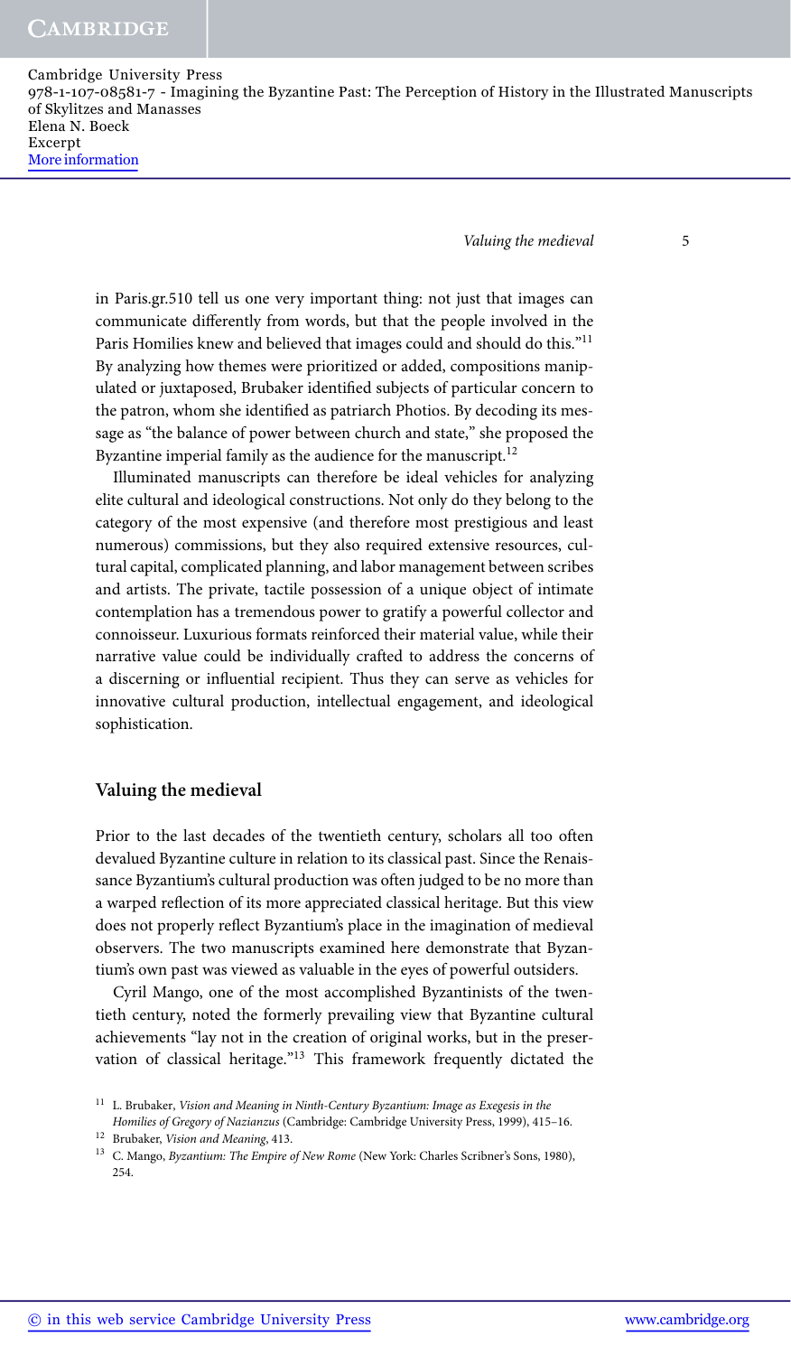in Paris.gr.510 tell us one very important thing: not just that images can communicate differently from words, but that the people involved in the Paris Homilies knew and believed that images could and should do this."[11] By analyzing how themes were prioritized or added, compositions manipulated or juxtaposed, Brubaker identified subjects of particular concern to the patron, whom she identified as patriarch Photios. By decoding its message as "the balance of power between church and state," she proposed the Byzantine imperial family as the audience for the manuscript.[12]

Illuminated manuscripts can therefore be ideal vehicles for analyzing elite cultural and ideological constructions. Not only do they belong to the category of the most expensive (and therefore most prestigious and least numerous) commissions, but they also required extensive resources, cultural capital, complicated planning, and labor management between scribes and artists. The private, tactile possession of a unique object of intimate contemplation has a tremendous power to gratify a powerful collector and connoisseur. Luxurious formats reinforced their material value, while their narrative value could be individually crafted to address the concerns of a discerning or influential recipient. Thus they can serve as vehicles for innovative cultural production, intellectual engagement, and ideological sophistication.

## Valuing the medieval

Prior to the last decades of the twentieth century, scholars all too often devalued Byzantine culture in relation to its classical past. Since the Renaissance Byzantium's cultural production was often judged to be no more than a warped reflection of its more appreciated classical heritage. But this view does not properly reflect Byzantium's place in the imagination of medieval observers. The two manuscripts examined here demonstrate that Byzantium's own past was viewed as valuable in the eyes of powerful outsiders.

Cyril Mango, one of the most accomplished Byzantinists of the twentieth century, noted the formerly prevailing view that Byzantine cultural achievements "lay not in the creation of original works, but in the preservation of classical heritage."[13] This framework frequently dictated the

---

[11] L. Brubaker, *Vision and Meaning in Ninth-Century Byzantium: Image as Exegesis in the Homilies of Gregory of Nazianzus* (Cambridge: Cambridge University Press, 1999), 415–16.

[12] Brubaker, *Vision and Meaning*, 413.

[13] C. Mango, *Byzantium: The Empire of New Rome* (New York: Charles Scribner's Sons, 1980), 254.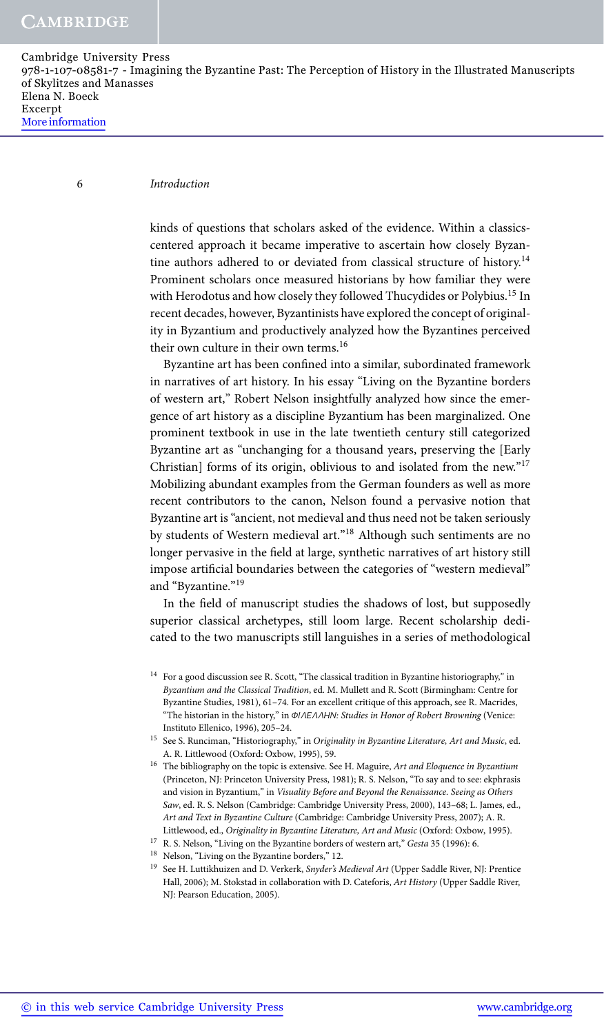kinds of questions that scholars asked of the evidence. Within a classics-centered approach it became imperative to ascertain how closely Byzantine authors adhered to or deviated from classical structure of history.[14] Prominent scholars once measured historians by how familiar they were with Herodotus and how closely they followed Thucydides or Polybius.[15] In recent decades, however, Byzantinists have explored the concept of originality in Byzantium and productively analyzed how the Byzantines perceived their own culture in their own terms.[16]

Byzantine art has been confined into a similar, subordinated framework in narratives of art history. In his essay "Living on the Byzantine borders of western art," Robert Nelson insightfully analyzed how since the emergence of art history as a discipline Byzantium has been marginalized. One prominent textbook in use in the late twentieth century still categorized Byzantine art as "unchanging for a thousand years, preserving the [Early Christian] forms of its origin, oblivious to and isolated from the new."[17] Mobilizing abundant examples from the German founders as well as more recent contributors to the canon, Nelson found a pervasive notion that Byzantine art is "ancient, not medieval and thus need not be taken seriously by students of Western medieval art."[18] Although such sentiments are no longer pervasive in the field at large, synthetic narratives of art history still impose artificial boundaries between the categories of "western medieval" and "Byzantine."[19]

In the field of manuscript studies the shadows of lost, but supposedly superior classical archetypes, still loom large. Recent scholarship dedicated to the two manuscripts still languishes in a series of methodological

[14] For a good discussion see R. Scott, "The classical tradition in Byzantine historiography," in *Byzantium and the Classical Tradition*, ed. M. Mullett and R. Scott (Birmingham: Centre for Byzantine Studies, 1981), 61–74. For an excellent critique of this approach, see R. Macrides, "The historian in the history," in *ΦΙΛΕΛΛΗΝ: Studies in Honor of Robert Browning* (Venice: Instituto Ellenico, 1996), 205–24.

[15] See S. Runciman, "Historiography," in *Originality in Byzantine Literature, Art and Music*, ed. A. R. Littlewood (Oxford: Oxbow, 1995), 59.

[16] The bibliography on the topic is extensive. See H. Maguire, *Art and Eloquence in Byzantium* (Princeton, NJ: Princeton University Press, 1981); R. S. Nelson, "To say and to see: ekphrasis and vision in Byzantium," in *Visuality Before and Beyond the Renaissance. Seeing as Others Saw*, ed. R. S. Nelson (Cambridge: Cambridge University Press, 2000), 143–68; L. James, ed., *Art and Text in Byzantine Culture* (Cambridge: Cambridge University Press, 2007); A. R. Littlewood, ed., *Originality in Byzantine Literature, Art and Music* (Oxford: Oxbow, 1995).

[17] R. S. Nelson, "Living on the Byzantine borders of western art," *Gesta* 35 (1996): 6.

[18] Nelson, "Living on the Byzantine borders," 12.

[19] See H. Luttikhuizen and D. Verkerk, *Snyder's Medieval Art* (Upper Saddle River, NJ: Prentice Hall, 2006); M. Stokstad in collaboration with D. Cateforis, *Art History* (Upper Saddle River, NJ: Pearson Education, 2005).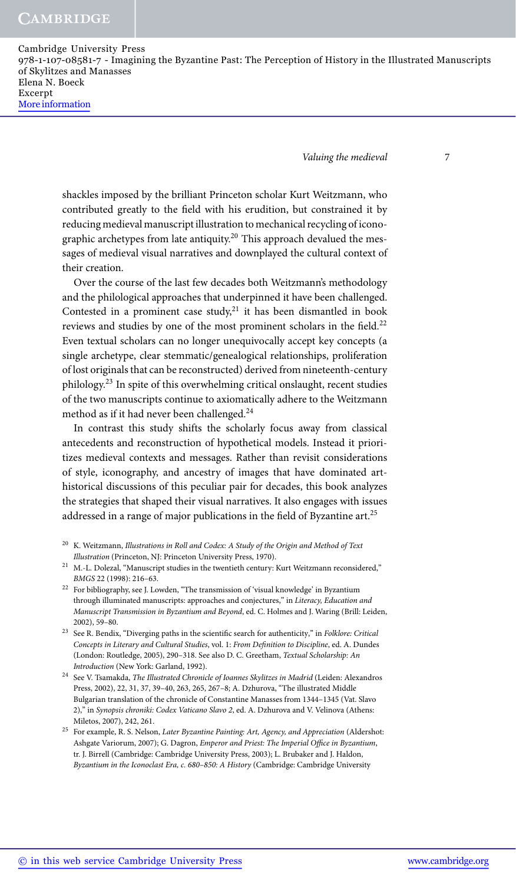shackles imposed by the brilliant Princeton scholar Kurt Weitzmann, who contributed greatly to the field with his erudition, but constrained it by reducing medieval manuscript illustration to mechanical recycling of iconographic archetypes from late antiquity.[20] This approach devalued the messages of medieval visual narratives and downplayed the cultural context of their creation.

Over the course of the last few decades both Weitzmann's methodology and the philological approaches that underpinned it have been challenged. Contested in a prominent case study,[21] it has been dismantled in book reviews and studies by one of the most prominent scholars in the field.[22] Even textual scholars can no longer unequivocally accept key concepts (a single archetype, clear stemmatic/genealogical relationships, proliferation of lost originals that can be reconstructed) derived from nineteenth-century philology.[23] In spite of this overwhelming critical onslaught, recent studies of the two manuscripts continue to axiomatically adhere to the Weitzmann method as if it had never been challenged.[24]

In contrast this study shifts the scholarly focus away from classical antecedents and reconstruction of hypothetical models. Instead it prioritizes medieval contexts and messages. Rather than revisit considerations of style, iconography, and ancestry of images that have dominated art-historical discussions of this peculiar pair for decades, this book analyzes the strategies that shaped their visual narratives. It also engages with issues addressed in a range of major publications in the field of Byzantine art.[25]

---

[20] K. Weitzmann, *Illustrations in Roll and Codex: A Study of the Origin and Method of Text Illustration* (Princeton, NJ: Princeton University Press, 1970).

[21] M.-L. Dolezal, "Manuscript studies in the twentieth century: Kurt Weitzmann reconsidered," *BMGS* 22 (1998): 216–63.

[22] For bibliography, see J. Lowden, "The transmission of 'visual knowledge' in Byzantium through illuminated manuscripts: approaches and conjectures," in *Literacy, Education and Manuscript Transmission in Byzantium and Beyond*, ed. C. Holmes and J. Waring (Brill: Leiden, 2002), 59–80.

[23] See R. Bendix, "Diverging paths in the scientific search for authenticity," in *Folklore: Critical Concepts in Literary and Cultural Studies*, vol. 1: *From Definition to Discipline*, ed. A. Dundes (London: Routledge, 2005), 290–318. See also D. C. Greetham, *Textual Scholarship: An Introduction* (New York: Garland, 1992).

[24] See V. Tsamakda, *The Illustrated Chronicle of Ioannes Skylitzes in Madrid* (Leiden: Alexandros Press, 2002), 22, 31, 37, 39–40, 263, 265, 267–8; A. Dzhurova, "The illustrated Middle Bulgarian translation of the chronicle of Constantine Manasses from 1344–1345 (Vat. Slavo 2)," in *Synopsis chroniki: Codex Vaticano Slavo 2*, ed. A. Dzhurova and V. Velinova (Athens: Miletos, 2007), 242, 261.

[25] For example, R. S. Nelson, *Later Byzantine Painting: Art, Agency, and Appreciation* (Aldershot: Ashgate Variorum, 2007); G. Dagron, *Emperor and Priest: The Imperial Office in Byzantium*, tr. J. Birrell (Cambridge: Cambridge University Press, 2003); L. Brubaker and J. Haldon, *Byzantium in the Iconoclast Era, c. 680–850: A History* (Cambridge: Cambridge University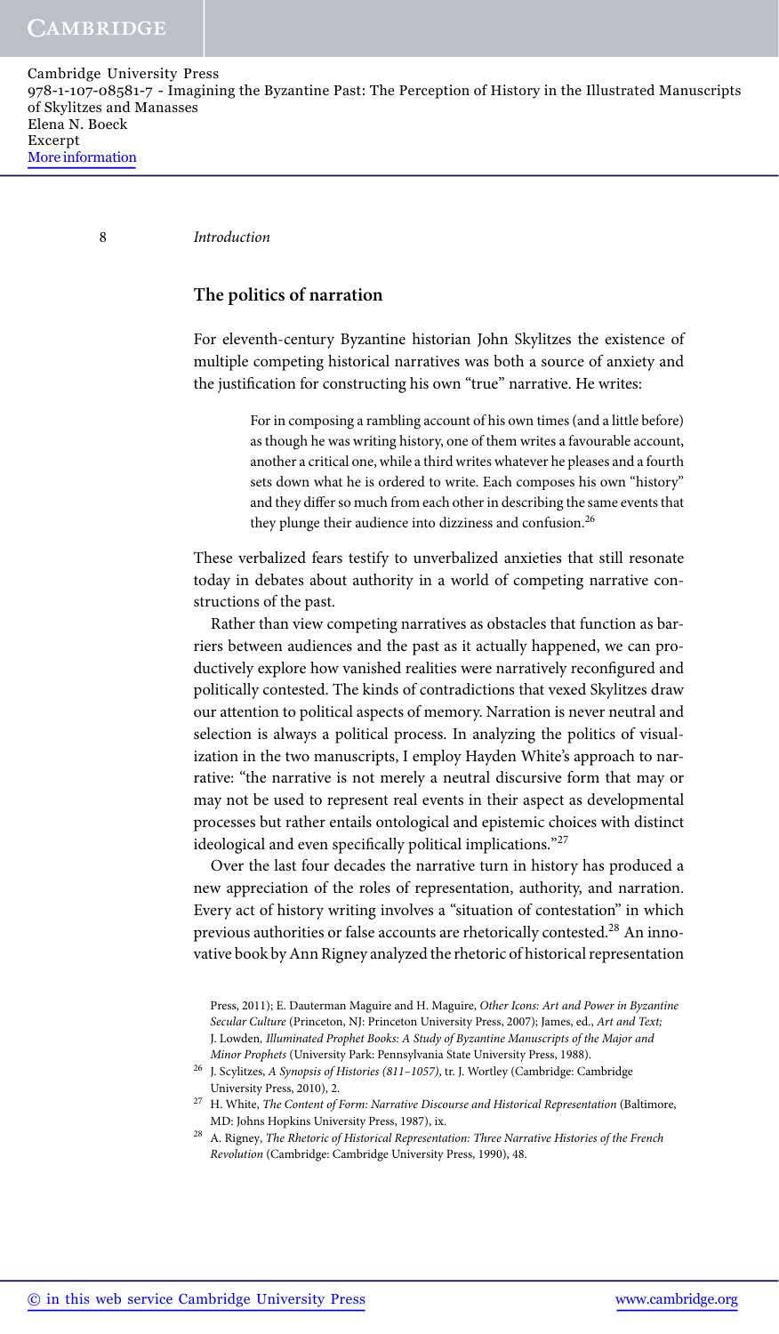## The politics of narration

For eleventh-century Byzantine historian John Skylitzes the existence of multiple competing historical narratives was both a source of anxiety and the justification for constructing his own "true" narrative. He writes:

> For in composing a rambling account of his own times (and a little before) as though he was writing history, one of them writes a favourable account, another a critical one, while a third writes whatever he pleases and a fourth sets down what he is ordered to write. Each composes his own "history" and they differ so much from each other in describing the same events that they plunge their audience into dizziness and confusion.[26]

These verbalized fears testify to unverbalized anxieties that still resonate today in debates about authority in a world of competing narrative constructions of the past.

Rather than view competing narratives as obstacles that function as barriers between audiences and the past as it actually happened, we can productively explore how vanished realities were narratively reconfigured and politically contested. The kinds of contradictions that vexed Skylitzes draw our attention to political aspects of memory. Narration is never neutral and selection is always a political process. In analyzing the politics of visualization in the two manuscripts, I employ Hayden White's approach to narrative: "the narrative is not merely a neutral discursive form that may or may not be used to represent real events in their aspect as developmental processes but rather entails ontological and epistemic choices with distinct ideological and even specifically political implications."[27]

Over the last four decades the narrative turn in history has produced a new appreciation of the roles of representation, authority, and narration. Every act of history writing involves a "situation of contestation" in which previous authorities or false accounts are rhetorically contested.[28] An innovative book by Ann Rigney analyzed the rhetoric of historical representation

Press, 2011); E. Dauterman Maguire and H. Maguire, *Other Icons: Art and Power in Byzantine Secular Culture* (Princeton, NJ: Princeton University Press, 2007); James, ed., *Art and Text;* J. Lowden*, Illuminated Prophet Books: A Study of Byzantine Manuscripts of the Major and Minor Prophets* (University Park: Pennsylvania State University Press, 1988).

[26] J. Scylitzes, *A Synopsis of Histories (811–1057)*, tr. J. Wortley (Cambridge: Cambridge University Press, 2010), 2.

[27] H. White, *The Content of Form: Narrative Discourse and Historical Representation* (Baltimore, MD: Johns Hopkins University Press, 1987), ix.

[28] A. Rigney, *The Rhetoric of Historical Representation: Three Narrative Histories of the French Revolution* (Cambridge: Cambridge University Press, 1990), 48.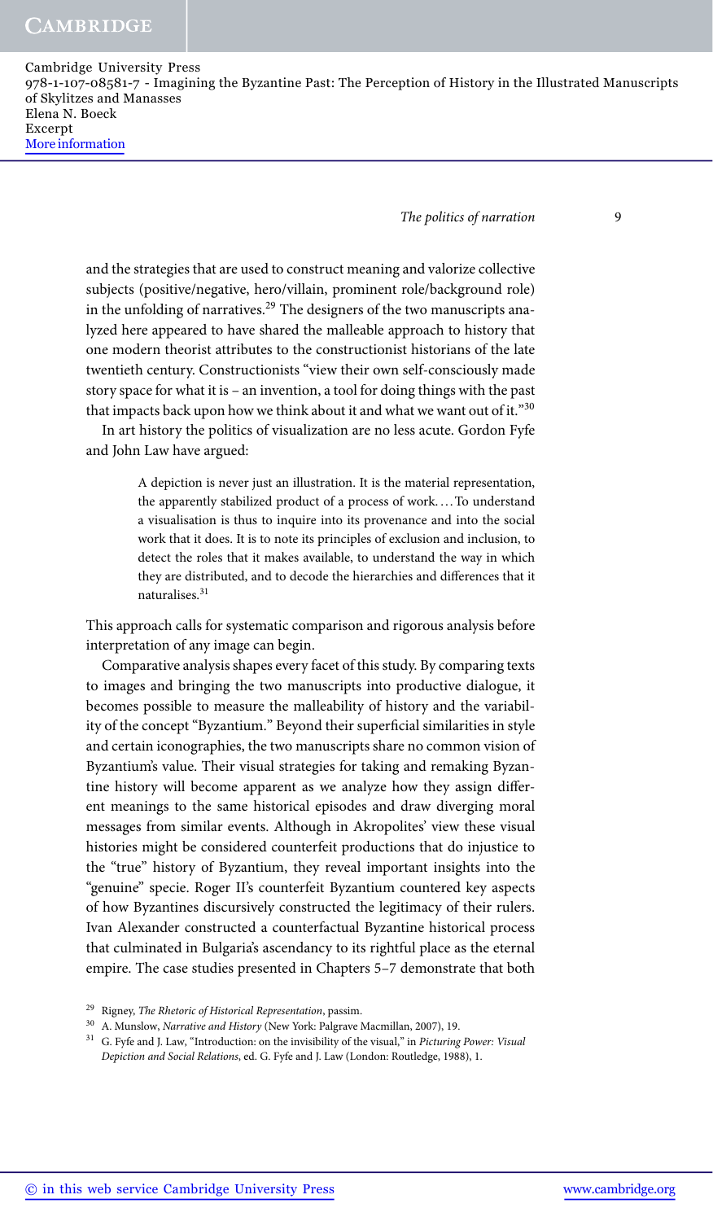and the strategies that are used to construct meaning and valorize collective subjects (positive/negative, hero/villain, prominent role/background role) in the unfolding of narratives.[29] The designers of the two manuscripts analyzed here appeared to have shared the malleable approach to history that one modern theorist attributes to the constructionist historians of the late twentieth century. Constructionists "view their own self-consciously made story space for what it is – an invention, a tool for doing things with the past that impacts back upon how we think about it and what we want out of it."[30]

In art history the politics of visualization are no less acute. Gordon Fyfe and John Law have argued:

> A depiction is never just an illustration. It is the material representation, the apparently stabilized product of a process of work. . . . To understand a visualisation is thus to inquire into its provenance and into the social work that it does. It is to note its principles of exclusion and inclusion, to detect the roles that it makes available, to understand the way in which they are distributed, and to decode the hierarchies and differences that it naturalises.[31]

This approach calls for systematic comparison and rigorous analysis before interpretation of any image can begin.

Comparative analysis shapes every facet of this study. By comparing texts to images and bringing the two manuscripts into productive dialogue, it becomes possible to measure the malleability of history and the variability of the concept "Byzantium." Beyond their superficial similarities in style and certain iconographies, the two manuscripts share no common vision of Byzantium's value. Their visual strategies for taking and remaking Byzantine history will become apparent as we analyze how they assign different meanings to the same historical episodes and draw diverging moral messages from similar events. Although in Akropolites' view these visual histories might be considered counterfeit productions that do injustice to the "true" history of Byzantium, they reveal important insights into the "genuine" specie. Roger II's counterfeit Byzantium countered key aspects of how Byzantines discursively constructed the legitimacy of their rulers. Ivan Alexander constructed a counterfactual Byzantine historical process that culminated in Bulgaria's ascendancy to its rightful place as the eternal empire. The case studies presented in Chapters 5–7 demonstrate that both

[29] Rigney, *The Rhetoric of Historical Representation*, passim.

[30] A. Munslow, *Narrative and History* (New York: Palgrave Macmillan, 2007), 19.

[31] G. Fyfe and J. Law, "Introduction: on the invisibility of the visual," in *Picturing Power: Visual Depiction and Social Relations*, ed. G. Fyfe and J. Law (London: Routledge, 1988), 1.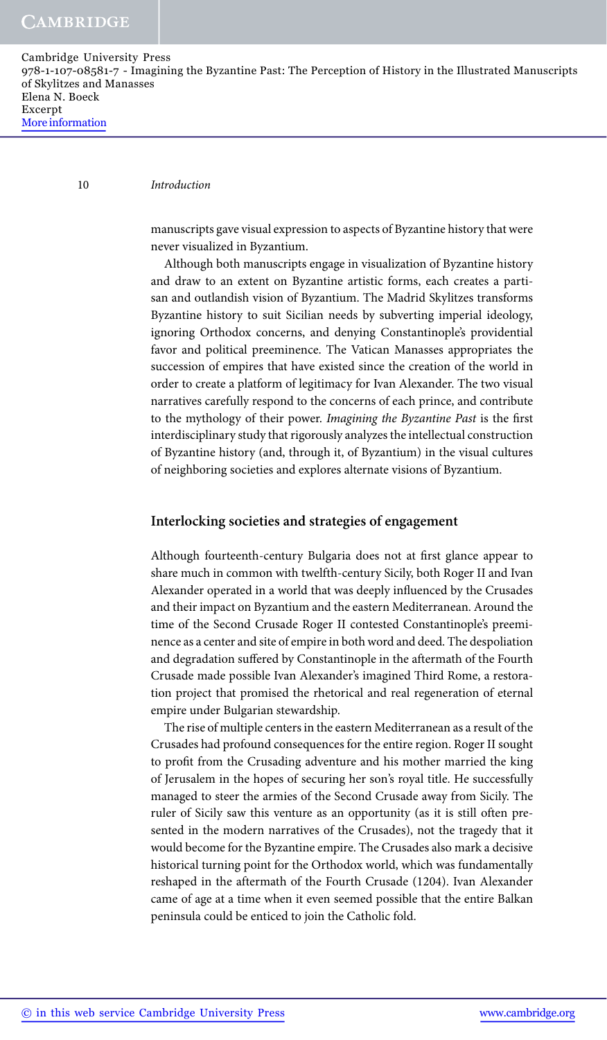manuscripts gave visual expression to aspects of Byzantine history that were never visualized in Byzantium.

Although both manuscripts engage in visualization of Byzantine history and draw to an extent on Byzantine artistic forms, each creates a partisan and outlandish vision of Byzantium. The Madrid Skylitzes transforms Byzantine history to suit Sicilian needs by subverting imperial ideology, ignoring Orthodox concerns, and denying Constantinople's providential favor and political preeminence. The Vatican Manasses appropriates the succession of empires that have existed since the creation of the world in order to create a platform of legitimacy for Ivan Alexander. The two visual narratives carefully respond to the concerns of each prince, and contribute to the mythology of their power. *Imagining the Byzantine Past* is the first interdisciplinary study that rigorously analyzes the intellectual construction of Byzantine history (and, through it, of Byzantium) in the visual cultures of neighboring societies and explores alternate visions of Byzantium.

## Interlocking societies and strategies of engagement

Although fourteenth-century Bulgaria does not at first glance appear to share much in common with twelfth-century Sicily, both Roger II and Ivan Alexander operated in a world that was deeply influenced by the Crusades and their impact on Byzantium and the eastern Mediterranean. Around the time of the Second Crusade Roger II contested Constantinople's preeminence as a center and site of empire in both word and deed. The despoliation and degradation suffered by Constantinople in the aftermath of the Fourth Crusade made possible Ivan Alexander's imagined Third Rome, a restoration project that promised the rhetorical and real regeneration of eternal empire under Bulgarian stewardship.

The rise of multiple centers in the eastern Mediterranean as a result of the Crusades had profound consequences for the entire region. Roger II sought to profit from the Crusading adventure and his mother married the king of Jerusalem in the hopes of securing her son's royal title. He successfully managed to steer the armies of the Second Crusade away from Sicily. The ruler of Sicily saw this venture as an opportunity (as it is still often presented in the modern narratives of the Crusades), not the tragedy that it would become for the Byzantine empire. The Crusades also mark a decisive historical turning point for the Orthodox world, which was fundamentally reshaped in the aftermath of the Fourth Crusade (1204). Ivan Alexander came of age at a time when it even seemed possible that the entire Balkan peninsula could be enticed to join the Catholic fold.